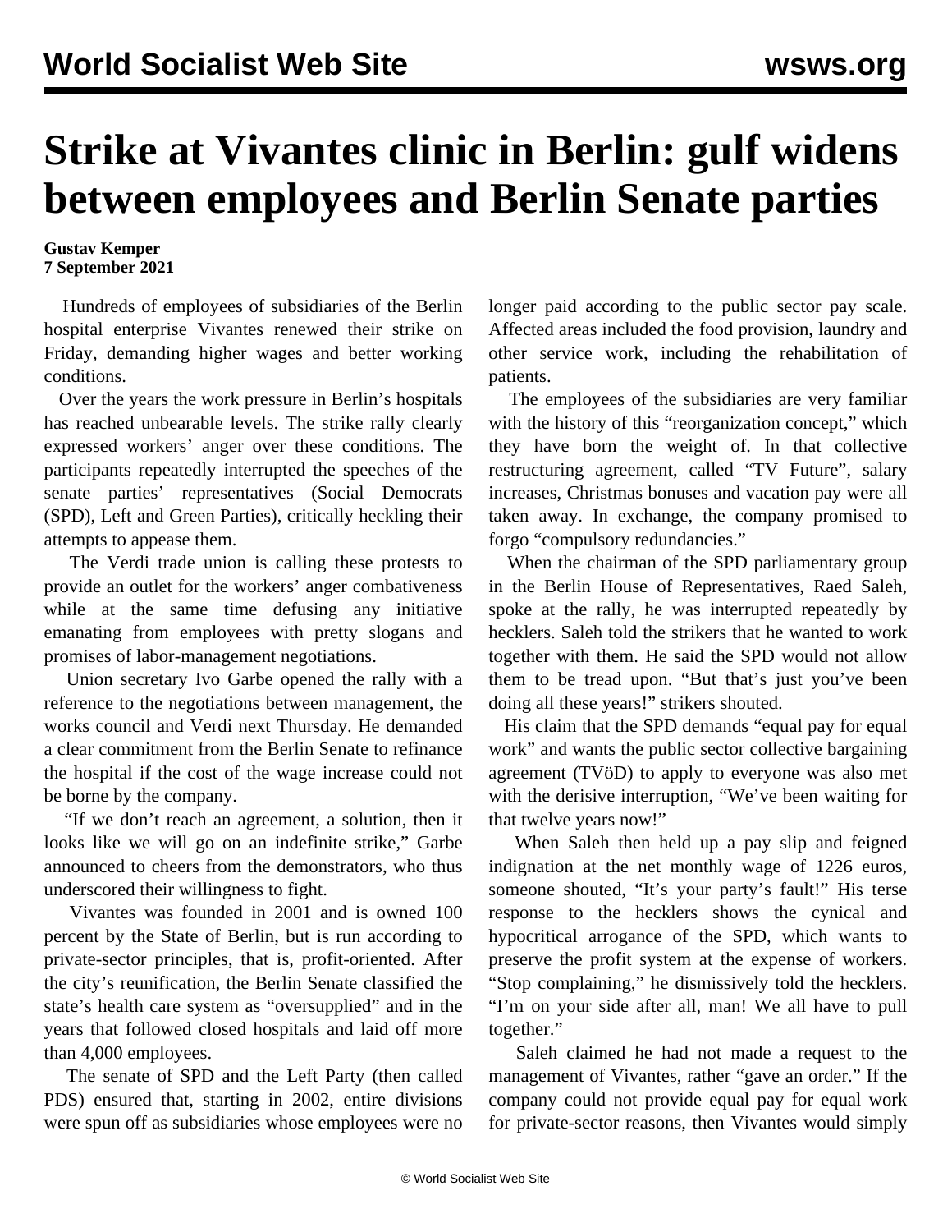# Strike at Vivantes clinic in Berlin: gulf widens between employees and Berlin Senate parties

**Gustav Kemper**
**7 September 2021**

Hundreds of employees of subsidiaries of the Berlin hospital enterprise Vivantes renewed their strike on Friday, demanding higher wages and better working conditions.

Over the years the work pressure in Berlin's hospitals has reached unbearable levels. The strike rally clearly expressed workers' anger over these conditions. The participants repeatedly interrupted the speeches of the senate parties' representatives (Social Democrats (SPD), Left and Green Parties), critically heckling their attempts to appease them.

The Verdi trade union is calling these protests to provide an outlet for the workers' anger combativeness while at the same time defusing any initiative emanating from employees with pretty slogans and promises of labor-management negotiations.

Union secretary Ivo Garbe opened the rally with a reference to the negotiations between management, the works council and Verdi next Thursday. He demanded a clear commitment from the Berlin Senate to refinance the hospital if the cost of the wage increase could not be borne by the company.

"If we don't reach an agreement, a solution, then it looks like we will go on an indefinite strike," Garbe announced to cheers from the demonstrators, who thus underscored their willingness to fight.

Vivantes was founded in 2001 and is owned 100 percent by the State of Berlin, but is run according to private-sector principles, that is, profit-oriented. After the city's reunification, the Berlin Senate classified the state's health care system as "oversupplied" and in the years that followed closed hospitals and laid off more than 4,000 employees.

The senate of SPD and the Left Party (then called PDS) ensured that, starting in 2002, entire divisions were spun off as subsidiaries whose employees were no longer paid according to the public sector pay scale. Affected areas included the food provision, laundry and other service work, including the rehabilitation of patients.

The employees of the subsidiaries are very familiar with the history of this "reorganization concept," which they have born the weight of. In that collective restructuring agreement, called "TV Future", salary increases, Christmas bonuses and vacation pay were all taken away. In exchange, the company promised to forgo "compulsory redundancies."

When the chairman of the SPD parliamentary group in the Berlin House of Representatives, Raed Saleh, spoke at the rally, he was interrupted repeatedly by hecklers. Saleh told the strikers that he wanted to work together with them. He said the SPD would not allow them to be tread upon. "But that's just you've been doing all these years!" strikers shouted.

His claim that the SPD demands "equal pay for equal work" and wants the public sector collective bargaining agreement (TVöD) to apply to everyone was also met with the derisive interruption, "We've been waiting for that twelve years now!"

When Saleh then held up a pay slip and feigned indignation at the net monthly wage of 1226 euros, someone shouted, "It's your party's fault!" His terse response to the hecklers shows the cynical and hypocritical arrogance of the SPD, which wants to preserve the profit system at the expense of workers. "Stop complaining," he dismissively told the hecklers. "I'm on your side after all, man! We all have to pull together."

Saleh claimed he had not made a request to the management of Vivantes, rather "gave an order." If the company could not provide equal pay for equal work for private-sector reasons, then Vivantes would simply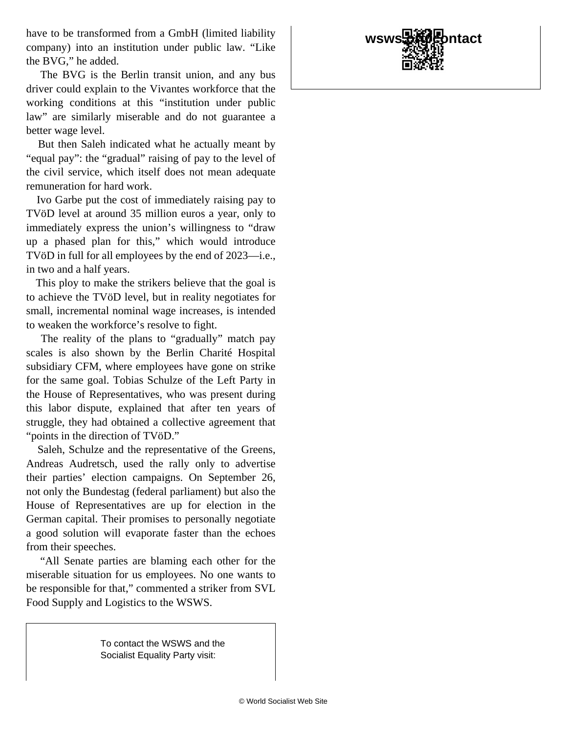have to be transformed from a GmbH (limited liability company) into an institution under public law. “Like the BVG,” he added.

The BVG is the Berlin transit union, and any bus driver could explain to the Vivantes workforce that the working conditions at this “institution under public law” are similarly miserable and do not guarantee a better wage level.

But then Saleh indicated what he actually meant by “equal pay”: the “gradual” raising of pay to the level of the civil service, which itself does not mean adequate remuneration for hard work.

Ivo Garbe put the cost of immediately raising pay to TVöD level at around 35 million euros a year, only to immediately express the union’s willingness to “draw up a phased plan for this,” which would introduce TVöD in full for all employees by the end of 2023—i.e., in two and a half years.

This ploy to make the strikers believe that the goal is to achieve the TVöD level, but in reality negotiates for small, incremental nominal wage increases, is intended to weaken the workforce’s resolve to fight.

The reality of the plans to “gradually” match pay scales is also shown by the Berlin Charité Hospital subsidiary CFM, where employees have gone on strike for the same goal. Tobias Schulze of the Left Party in the House of Representatives, who was present during this labor dispute, explained that after ten years of struggle, they had obtained a collective agreement that “points in the direction of TVöD.”

Saleh, Schulze and the representative of the Greens, Andreas Audretsch, used the rally only to advertise their parties’ election campaigns. On September 26, not only the Bundestag (federal parliament) but also the House of Representatives are up for election in the German capital. Their promises to personally negotiate a good solution will evaporate faster than the echoes from their speeches.

“All Senate parties are blaming each other for the miserable situation for us employees. No one wants to be responsible for that,” commented a striker from SVL Food Supply and Logistics to the WSWS.

To contact the WSWS and the Socialist Equality Party visit:

**wsws.org/contact**